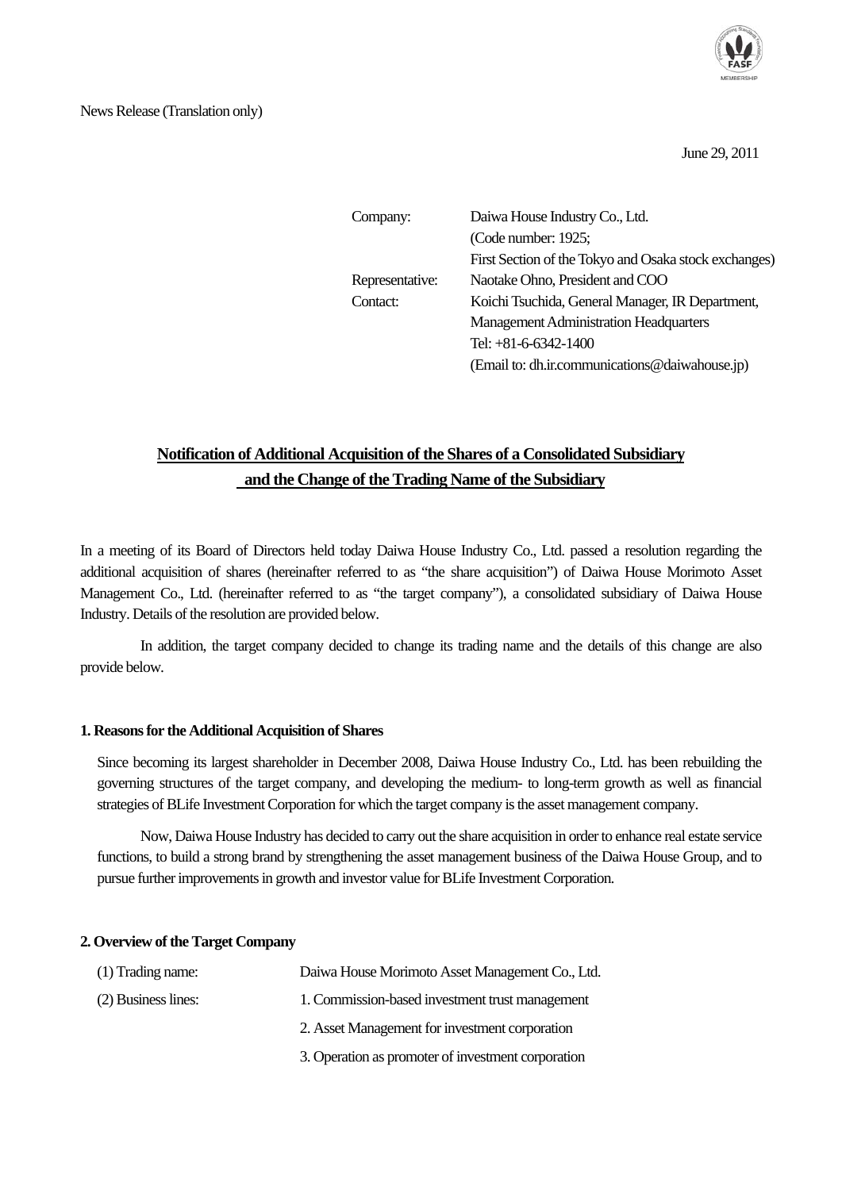News Release (Translation only)

June 29, 2011

| | |
|---|---|
| Company: | Daiwa House Industry Co., Ltd. |
| | (Code number: 1925; |
| | First Section of the Tokyo and Osaka stock exchanges) |
| Representative: | Naotake Ohno, President and COO |
| Contact: | Koichi Tsuchida, General Manager, IR Department, |
| | Management Administration Headquarters |
| | Tel: +81-6-6342-1400 |
| | (Email to: dh.ir.communications@daiwahouse.jp) |

# Notification of Additional Acquisition of the Shares of a Consolidated Subsidiary and the Change of the Trading Name of the Subsidiary

In a meeting of its Board of Directors held today Daiwa House Industry Co., Ltd. passed a resolution regarding the additional acquisition of shares (hereinafter referred to as "the share acquisition") of Daiwa House Morimoto Asset Management Co., Ltd. (hereinafter referred to as "the target company"), a consolidated subsidiary of Daiwa House Industry. Details of the resolution are provided below.

In addition, the target company decided to change its trading name and the details of this change are also provide below.

### 1. Reasons for the Additional Acquisition of Shares

Since becoming its largest shareholder in December 2008, Daiwa House Industry Co., Ltd. has been rebuilding the governing structures of the target company, and developing the medium- to long-term growth as well as financial strategies of BLife Investment Corporation for which the target company is the asset management company.

Now, Daiwa House Industry has decided to carry out the share acquisition in order to enhance real estate service functions, to build a strong brand by strengthening the asset management business of the Daiwa House Group, and to pursue further improvements in growth and investor value for BLife Investment Corporation.

### 2. Overview of the Target Company

| | |
|---|---|
| (1) Trading name: | Daiwa House Morimoto Asset Management Co., Ltd. |
| (2) Business lines: | 1. Commission-based investment trust management |
| | 2. Asset Management for investment corporation |
| | 3. Operation as promoter of investment corporation |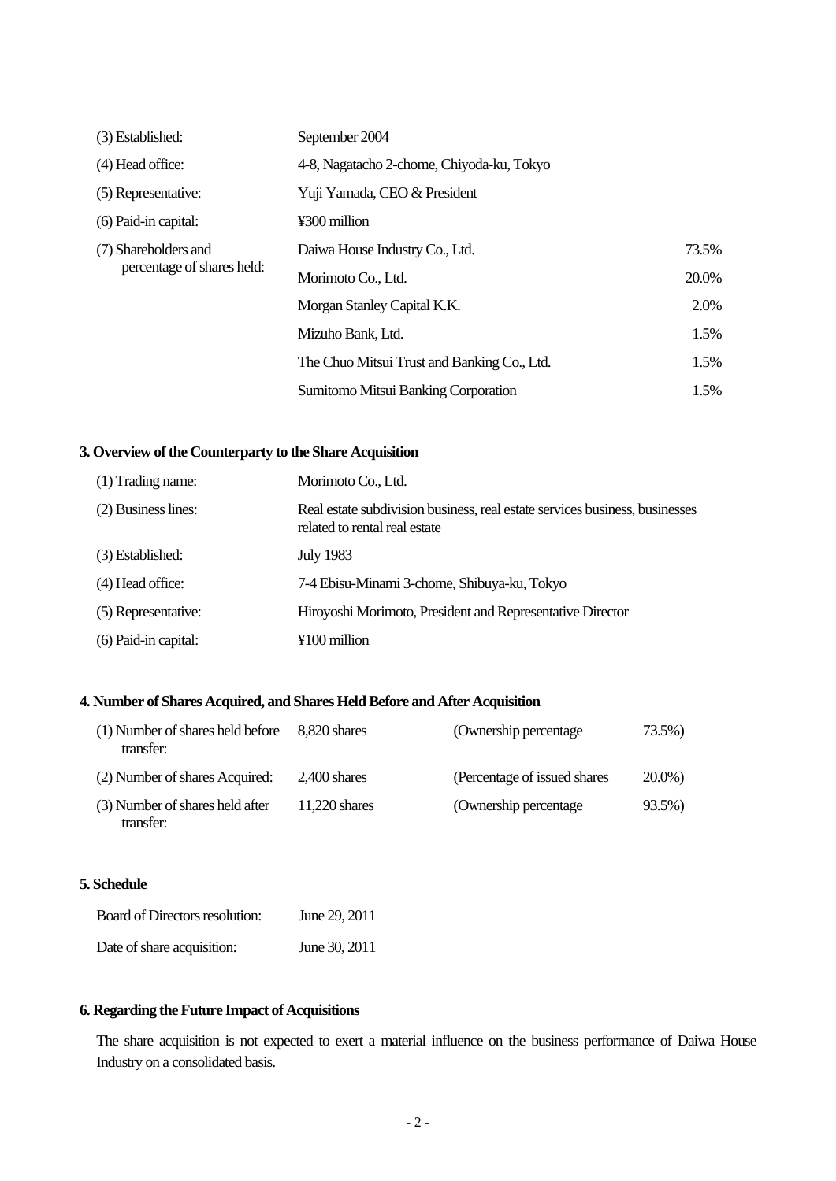| | | |
|---|---|---|
| (3) Established: | September 2004 | |
| (4) Head office: | 4-8, Nagatacho 2-chome, Chiyoda-ku, Tokyo | |
| (5) Representative: | Yuji Yamada, CEO & President | |
| (6) Paid-in capital: | ¥300 million | |
| (7) Shareholders and percentage of shares held: | Daiwa House Industry Co., Ltd. | 73.5% |
| | Morimoto Co., Ltd. | 20.0% |
| | Morgan Stanley Capital K.K. | 2.0% |
| | Mizuho Bank, Ltd. | 1.5% |
| | The Chuo Mitsui Trust and Banking Co., Ltd. | 1.5% |
| | Sumitomo Mitsui Banking Corporation | 1.5% |

### 3. Overview of the Counterparty to the Share Acquisition

| | |
|---|---|
| (1) Trading name: | Morimoto Co., Ltd. |
| (2) Business lines: | Real estate subdivision business, real estate services business, businesses related to rental real estate |
| (3) Established: | July 1983 |
| (4) Head office: | 7-4 Ebisu-Minami 3-chome, Shibuya-ku, Tokyo |
| (5) Representative: | Hiroyoshi Morimoto, President and Representative Director |
| (6) Paid-in capital: | ¥100 million |

### 4. Number of Shares Acquired, and Shares Held Before and After Acquisition

| | | | |
|---|---|---|---|
| (1) Number of shares held before transfer: | 8,820 shares | (Ownership percentage | 73.5%) |
| (2) Number of shares Acquired: | 2,400 shares | (Percentage of issued shares | 20.0%) |
| (3) Number of shares held after transfer: | 11,220 shares | (Ownership percentage | 93.5%) |

### 5. Schedule

| | |
|---|---|
| Board of Directors resolution: | June 29, 2011 |
| Date of share acquisition: | June 30, 2011 |

### 6. Regarding the Future Impact of Acquisitions

The share acquisition is not expected to exert a material influence on the business performance of Daiwa House Industry on a consolidated basis.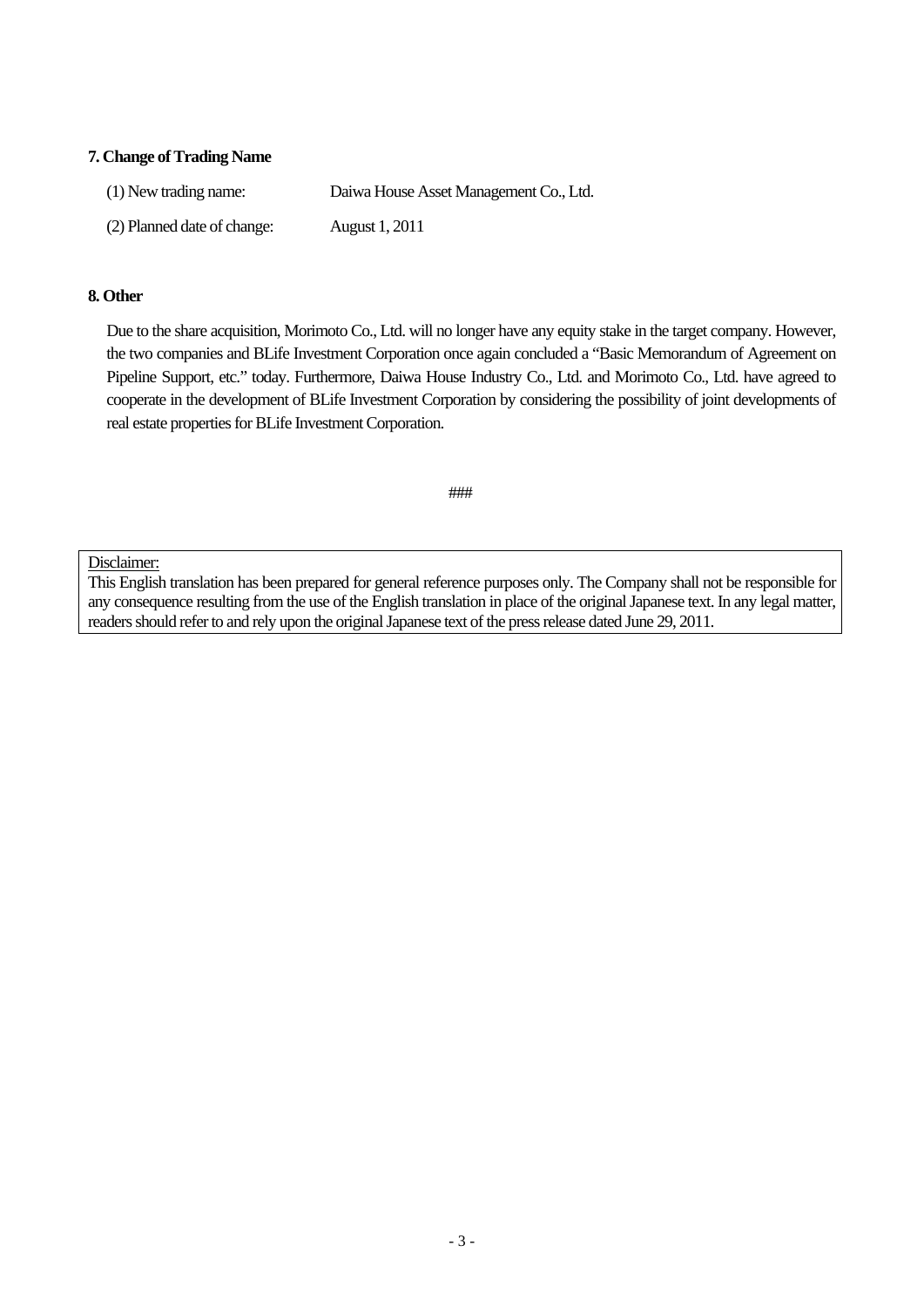**7. Change of Trading Name**

(1) New trading name: Daiwa House Asset Management Co., Ltd.

(2) Planned date of change: August 1, 2011

**8. Other**

Due to the share acquisition, Morimoto Co., Ltd. will no longer have any equity stake in the target company. However, the two companies and BLife Investment Corporation once again concluded a "Basic Memorandum of Agreement on Pipeline Support, etc." today. Furthermore, Daiwa House Industry Co., Ltd. and Morimoto Co., Ltd. have agreed to cooperate in the development of BLife Investment Corporation by considering the possibility of joint developments of real estate properties for BLife Investment Corporation.

###

Disclaimer:

This English translation has been prepared for general reference purposes only. The Company shall not be responsible for any consequence resulting from the use of the English translation in place of the original Japanese text. In any legal matter, readers should refer to and rely upon the original Japanese text of the press release dated June 29, 2011.